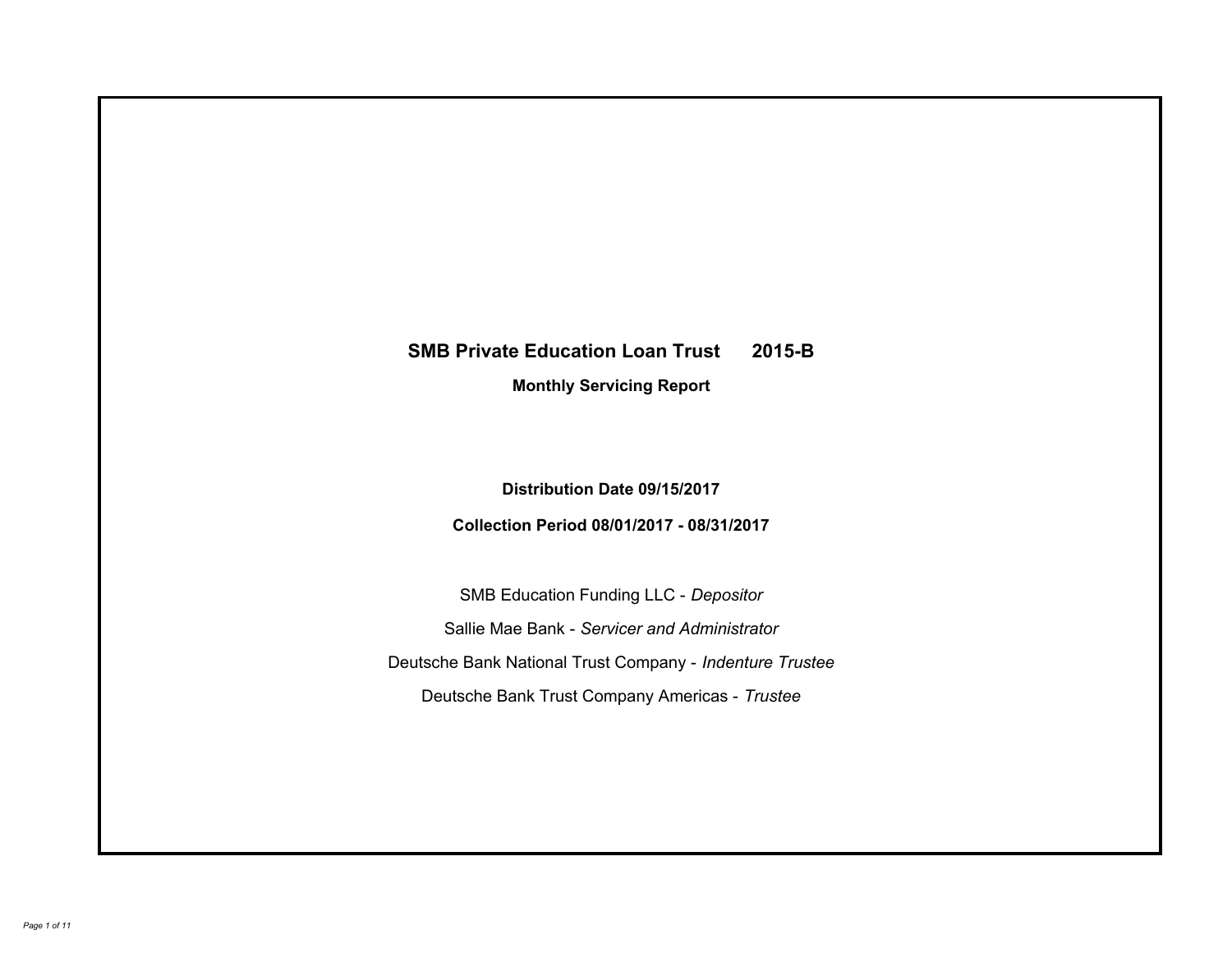# SMB Private Education Loan Trust 2015-B

## Monthly Servicing Report

**Distribution Date 09/15/2017**

**Collection Period 08/01/2017 - 08/31/2017**

SMB Education Funding LLC - *Depositor*

Sallie Mae Bank - *Servicer and Administrator*

Deutsche Bank National Trust Company - *Indenture Trustee*

Deutsche Bank Trust Company Americas - *Trustee*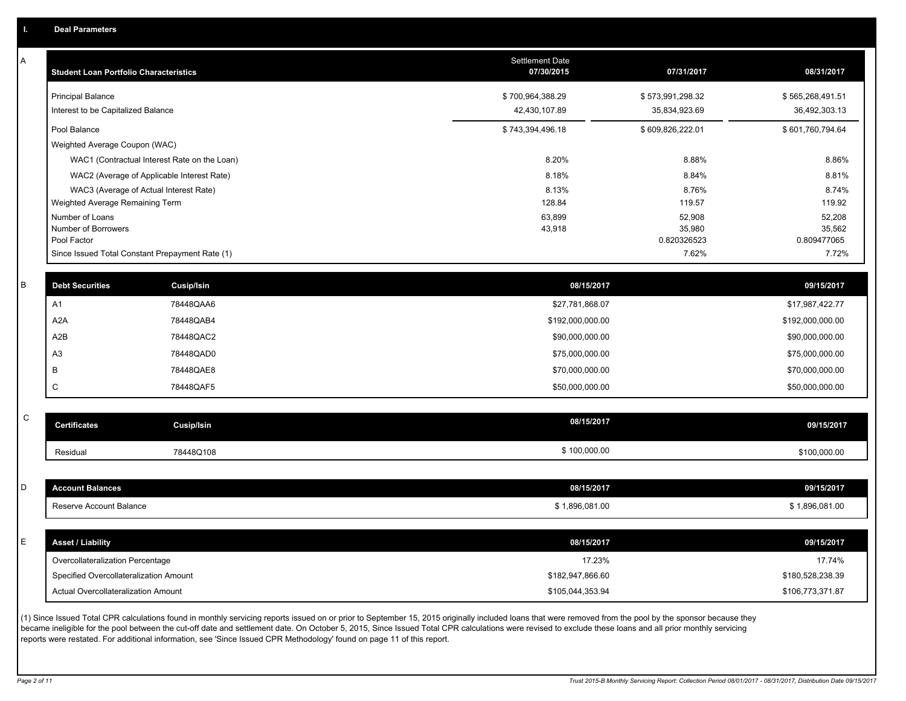## I. Deal Parameters

### A

| Student Loan Portfolio Characteristics | Settlement Date 07/30/2015 | 07/31/2017 | 08/31/2017 |
|---|---|---|---|
| Principal Balance | $ 700,964,388.29 | $ 573,991,298.32 | $ 565,268,491.51 |
| Interest to be Capitalized Balance | 42,430,107.89 | 35,834,923.69 | 36,492,303.13 |
| Pool Balance | $ 743,394,496.18 | $ 609,826,222.01 | $ 601,760,794.64 |
| Weighted Average Coupon (WAC) | | | |
| WAC1 (Contractual Interest Rate on the Loan) | 8.20% | 8.88% | 8.86% |
| WAC2 (Average of Applicable Interest Rate) | 8.18% | 8.84% | 8.81% |
| WAC3 (Average of Actual Interest Rate) | 8.13% | 8.76% | 8.74% |
| Weighted Average Remaining Term | 128.84 | 119.57 | 119.92 |
| Number of Loans | 63,899 | 52,908 | 52,208 |
| Number of Borrowers | 43,918 | 35,980 | 35,562 |
| Pool Factor | | 0.820326523 | 0.809477065 |
| Since Issued Total Constant Prepayment Rate (1) | | 7.62% | 7.72% |

### B

| Debt Securities | Cusip/Isin | 08/15/2017 | 09/15/2017 |
|---|---|---|---|
| A1 | 78448QAA6 | $27,781,868.07 | $17,987,422.77 |
| A2A | 78448QAB4 | $192,000,000.00 | $192,000,000.00 |
| A2B | 78448QAC2 | $90,000,000.00 | $90,000,000.00 |
| A3 | 78448QAD0 | $75,000,000.00 | $75,000,000.00 |
| B | 78448QAE8 | $70,000,000.00 | $70,000,000.00 |
| C | 78448QAF5 | $50,000,000.00 | $50,000,000.00 |

### C

| Certificates | Cusip/Isin | 08/15/2017 | 09/15/2017 |
|---|---|---|---|
| Residual | 78448Q108 | $ 100,000.00 | $100,000.00 |

### D

| Account Balances | 08/15/2017 | 09/15/2017 |
|---|---|---|
| Reserve Account Balance | $ 1,896,081.00 | $ 1,896,081.00 |

### E

| Asset / Liability | 08/15/2017 | 09/15/2017 |
|---|---|---|
| Overcollateralization Percentage | 17.23% | 17.74% |
| Specified Overcollateralization Amount | $182,947,866.60 | $180,528,238.39 |
| Actual Overcollateralization Amount | $105,044,353.94 | $106,773,371.87 |

(1) Since Issued Total CPR calculations found in monthly servicing reports issued on or prior to September 15, 2015 originally included loans that were removed from the pool by the sponsor because they became ineligible for the pool between the cut-off date and settlement date. On October 5, 2015, Since Issued Total CPR calculations were revised to exclude these loans and all prior monthly servicing reports were restated. For additional information, see 'Since Issued CPR Methodology' found on page 11 of this report.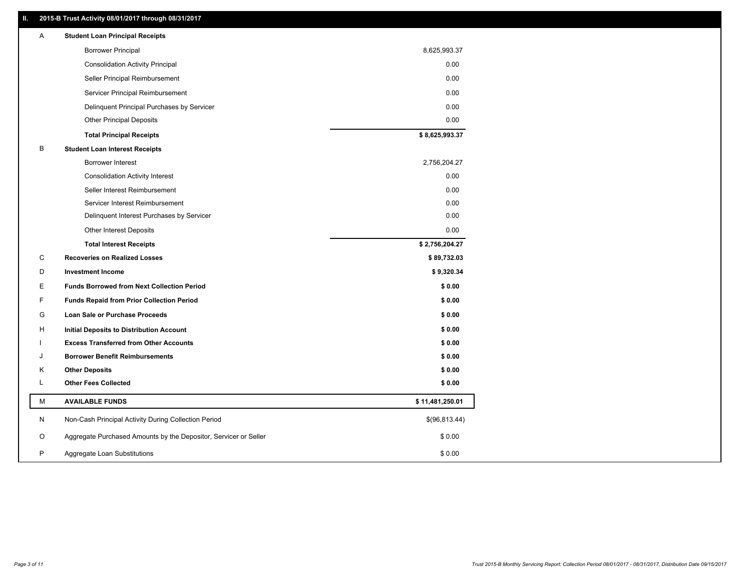## II. 2015-B Trust Activity 08/01/2017 through 08/31/2017

| | | |
|---|---|---|
| A | **Student Loan Principal Receipts** | |
| | Borrower Principal | 8,625,993.37 |
| | Consolidation Activity Principal | 0.00 |
| | Seller Principal Reimbursement | 0.00 |
| | Servicer Principal Reimbursement | 0.00 |
| | Delinquent Principal Purchases by Servicer | 0.00 |
| | Other Principal Deposits | 0.00 |
| | **Total Principal Receipts** | **$ 8,625,993.37** |
| B | **Student Loan Interest Receipts** | |
| | Borrower Interest | 2,756,204.27 |
| | Consolidation Activity Interest | 0.00 |
| | Seller Interest Reimbursement | 0.00 |
| | Servicer Interest Reimbursement | 0.00 |
| | Delinquent Interest Purchases by Servicer | 0.00 |
| | Other Interest Deposits | 0.00 |
| | **Total Interest Receipts** | **$ 2,756,204.27** |
| C | **Recoveries on Realized Losses** | **$ 89,732.03** |
| D | **Investment Income** | **$ 9,320.34** |
| E | **Funds Borrowed from Next Collection Period** | **$ 0.00** |
| F | **Funds Repaid from Prior Collection Period** | **$ 0.00** |
| G | **Loan Sale or Purchase Proceeds** | **$ 0.00** |
| H | **Initial Deposits to Distribution Account** | **$ 0.00** |
| I | **Excess Transferred from Other Accounts** | **$ 0.00** |
| J | **Borrower Benefit Reimbursements** | **$ 0.00** |
| K | **Other Deposits** | **$ 0.00** |
| L | **Other Fees Collected** | **$ 0.00** |
| M | **AVAILABLE FUNDS** | **$ 11,481,250.01** |
| N | Non-Cash Principal Activity During Collection Period | $(96,813.44) |
| O | Aggregate Purchased Amounts by the Depositor, Servicer or Seller | $ 0.00 |
| P | Aggregate Loan Substitutions | $ 0.00 |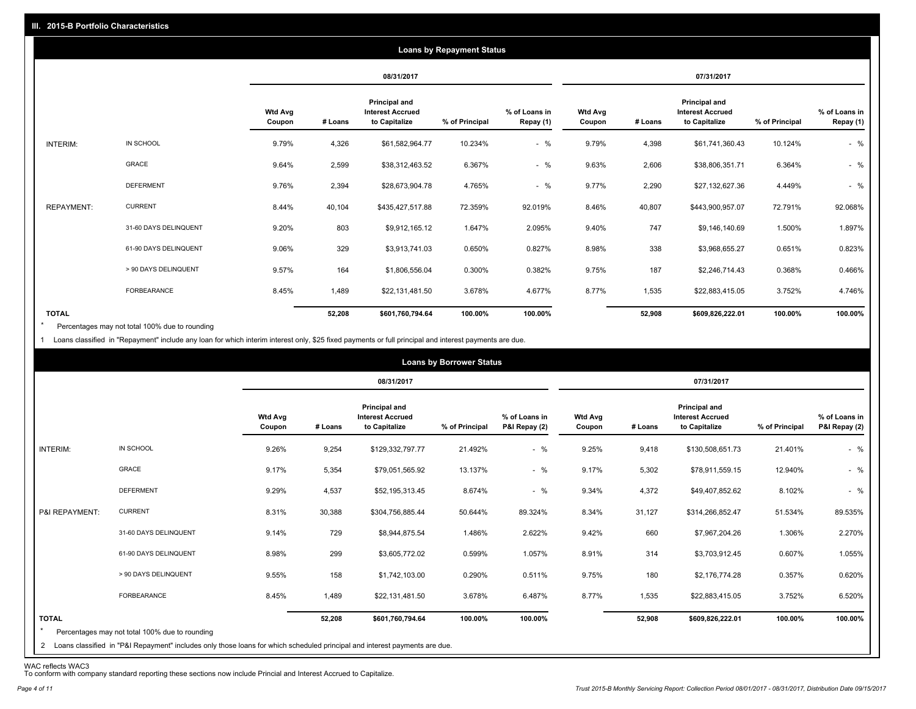## III. 2015-B Portfolio Characteristics

### Loans by Repayment Status

| | | 08/31/2017 | | | | | 07/31/2017 | | | | |
|---|---|---|---|---|---|---|---|---|---|---|---|
| | | Wtd Avg Coupon | # Loans | Principal and Interest Accrued to Capitalize | % of Principal | % of Loans in Repay (1) | Wtd Avg Coupon | # Loans | Principal and Interest Accrued to Capitalize | % of Principal | % of Loans in Repay (1) |
| INTERIM: | IN SCHOOL | 9.79% | 4,326 | $61,582,964.77 | 10.234% | - % | 9.79% | 4,398 | $61,741,360.43 | 10.124% | - % |
| | GRACE | 9.64% | 2,599 | $38,312,463.52 | 6.367% | - % | 9.63% | 2,606 | $38,806,351.71 | 6.364% | - % |
| | DEFERMENT | 9.76% | 2,394 | $28,673,904.78 | 4.765% | - % | 9.77% | 2,290 | $27,132,627.36 | 4.449% | - % |
| REPAYMENT: | CURRENT | 8.44% | 40,104 | $435,427,517.88 | 72.359% | 92.019% | 8.46% | 40,807 | $443,900,957.07 | 72.791% | 92.068% |
| | 31-60 DAYS DELINQUENT | 9.20% | 803 | $9,912,165.12 | 1.647% | 2.095% | 9.40% | 747 | $9,146,140.69 | 1.500% | 1.897% |
| | 61-90 DAYS DELINQUENT | 9.06% | 329 | $3,913,741.03 | 0.650% | 0.827% | 8.98% | 338 | $3,968,655.27 | 0.651% | 0.823% |
| | > 90 DAYS DELINQUENT | 9.57% | 164 | $1,806,556.04 | 0.300% | 0.382% | 9.75% | 187 | $2,246,714.43 | 0.368% | 0.466% |
| | FORBEARANCE | 8.45% | 1,489 | $22,131,481.50 | 3.678% | 4.677% | 8.77% | 1,535 | $22,883,415.05 | 3.752% | 4.746% |
| **TOTAL** | | | **52,208** | **$601,760,794.64** | **100.00%** | **100.00%** | | **52,908** | **$609,826,222.01** | **100.00%** | **100.00%** |

\* Percentages may not total 100% due to rounding

1 Loans classified in "Repayment" include any loan for which interim interest only, $25 fixed payments or full principal and interest payments are due.

### Loans by Borrower Status

| | | 08/31/2017 | | | | | 07/31/2017 | | | | |
|---|---|---|---|---|---|---|---|---|---|---|---|
| | | Wtd Avg Coupon | # Loans | Principal and Interest Accrued to Capitalize | % of Principal | % of Loans in P&I Repay (2) | Wtd Avg Coupon | # Loans | Principal and Interest Accrued to Capitalize | % of Principal | % of Loans in P&I Repay (2) |
| INTERIM: | IN SCHOOL | 9.26% | 9,254 | $129,332,797.77 | 21.492% | - % | 9.25% | 9,418 | $130,508,651.73 | 21.401% | - % |
| | GRACE | 9.17% | 5,354 | $79,051,565.92 | 13.137% | - % | 9.17% | 5,302 | $78,911,559.15 | 12.940% | - % |
| | DEFERMENT | 9.29% | 4,537 | $52,195,313.45 | 8.674% | - % | 9.34% | 4,372 | $49,407,852.62 | 8.102% | - % |
| P&I REPAYMENT: | CURRENT | 8.31% | 30,388 | $304,756,885.44 | 50.644% | 89.324% | 8.34% | 31,127 | $314,266,852.47 | 51.534% | 89.535% |
| | 31-60 DAYS DELINQUENT | 9.14% | 729 | $8,944,875.54 | 1.486% | 2.622% | 9.42% | 660 | $7,967,204.26 | 1.306% | 2.270% |
| | 61-90 DAYS DELINQUENT | 8.98% | 299 | $3,605,772.02 | 0.599% | 1.057% | 8.91% | 314 | $3,703,912.45 | 0.607% | 1.055% |
| | > 90 DAYS DELINQUENT | 9.55% | 158 | $1,742,103.00 | 0.290% | 0.511% | 9.75% | 180 | $2,176,774.28 | 0.357% | 0.620% |
| | FORBEARANCE | 8.45% | 1,489 | $22,131,481.50 | 3.678% | 6.487% | 8.77% | 1,535 | $22,883,415.05 | 3.752% | 6.520% |
| **TOTAL** | | | **52,208** | **$601,760,794.64** | **100.00%** | **100.00%** | | **52,908** | **$609,826,222.01** | **100.00%** | **100.00%** |

\* Percentages may not total 100% due to rounding

2 Loans classified in "P&I Repayment" includes only those loans for which scheduled principal and interest payments are due.

WAC reflects WAC3

To conform with company standard reporting these sections now include Princial and Interest Accrued to Capitalize.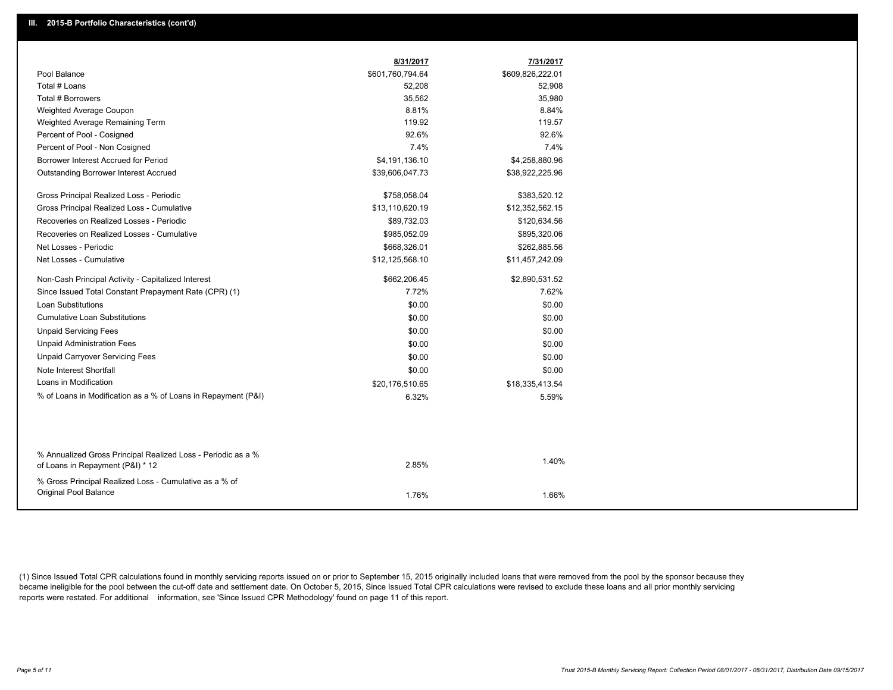## III. 2015-B Portfolio Characteristics (cont'd)

| | 8/31/2017 | 7/31/2017 |
|---|---|---|
| Pool Balance | $601,760,794.64 | $609,826,222.01 |
| Total # Loans | 52,208 | 52,908 |
| Total # Borrowers | 35,562 | 35,980 |
| Weighted Average Coupon | 8.81% | 8.84% |
| Weighted Average Remaining Term | 119.92 | 119.57 |
| Percent of Pool - Cosigned | 92.6% | 92.6% |
| Percent of Pool - Non Cosigned | 7.4% | 7.4% |
| Borrower Interest Accrued for Period | $4,191,136.10 | $4,258,880.96 |
| Outstanding Borrower Interest Accrued | $39,606,047.73 | $38,922,225.96 |
| Gross Principal Realized Loss - Periodic | $758,058.04 | $383,520.12 |
| Gross Principal Realized Loss - Cumulative | $13,110,620.19 | $12,352,562.15 |
| Recoveries on Realized Losses - Periodic | $89,732.03 | $120,634.56 |
| Recoveries on Realized Losses - Cumulative | $985,052.09 | $895,320.06 |
| Net Losses - Periodic | $668,326.01 | $262,885.56 |
| Net Losses - Cumulative | $12,125,568.10 | $11,457,242.09 |
| Non-Cash Principal Activity - Capitalized Interest | $662,206.45 | $2,890,531.52 |
| Since Issued Total Constant Prepayment Rate (CPR) (1) | 7.72% | 7.62% |
| Loan Substitutions | $0.00 | $0.00 |
| Cumulative Loan Substitutions | $0.00 | $0.00 |
| Unpaid Servicing Fees | $0.00 | $0.00 |
| Unpaid Administration Fees | $0.00 | $0.00 |
| Unpaid Carryover Servicing Fees | $0.00 | $0.00 |
| Note Interest Shortfall | $0.00 | $0.00 |
| Loans in Modification | $20,176,510.65 | $18,335,413.54 |
| % of Loans in Modification as a % of Loans in Repayment (P&I) | 6.32% | 5.59% |
| % Annualized Gross Principal Realized Loss - Periodic as a % of Loans in Repayment (P&I) * 12 | 2.85% | 1.40% |
| % Gross Principal Realized Loss - Cumulative as a % of Original Pool Balance | 1.76% | 1.66% |

(1) Since Issued Total CPR calculations found in monthly servicing reports issued on or prior to September 15, 2015 originally included loans that were removed from the pool by the sponsor because they became ineligible for the pool between the cut-off date and settlement date. On October 5, 2015, Since Issued Total CPR calculations were revised to exclude these loans and all prior monthly servicing reports were restated. For additional information, see 'Since Issued CPR Methodology' found on page 11 of this report.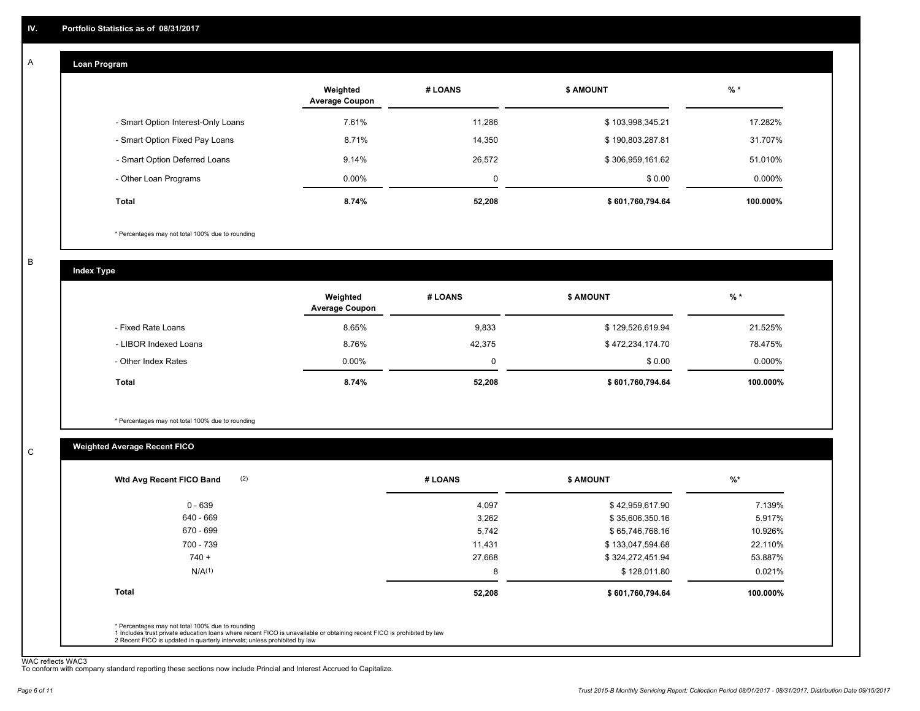## IV. Portfolio Statistics as of 08/31/2017

### A. Loan Program

| | Weighted Average Coupon | # LOANS | $ AMOUNT | % * |
|---|---|---|---|---|
| - Smart Option Interest-Only Loans | 7.61% | 11,286 | $ 103,998,345.21 | 17.282% |
| - Smart Option Fixed Pay Loans | 8.71% | 14,350 | $ 190,803,287.81 | 31.707% |
| - Smart Option Deferred Loans | 9.14% | 26,572 | $ 306,959,161.62 | 51.010% |
| - Other Loan Programs | 0.00% | 0 | $ 0.00 | 0.000% |
| **Total** | **8.74%** | **52,208** | **$ 601,760,794.64** | **100.000%** |

* Percentages may not total 100% due to rounding

### B. Index Type

| | Weighted Average Coupon | # LOANS | $ AMOUNT | % * |
|---|---|---|---|---|
| - Fixed Rate Loans | 8.65% | 9,833 | $ 129,526,619.94 | 21.525% |
| - LIBOR Indexed Loans | 8.76% | 42,375 | $ 472,234,174.70 | 78.475% |
| - Other Index Rates | 0.00% | 0 | $ 0.00 | 0.000% |
| **Total** | **8.74%** | **52,208** | **$ 601,760,794.64** | **100.000%** |

* Percentages may not total 100% due to rounding

### C. Weighted Average Recent FICO

| Wtd Avg Recent FICO Band (2) | # LOANS | $ AMOUNT | %* |
|---|---|---|---|
| 0 - 639 | 4,097 | $ 42,959,617.90 | 7.139% |
| 640 - 669 | 3,262 | $ 35,606,350.16 | 5.917% |
| 670 - 699 | 5,742 | $ 65,746,768.16 | 10.926% |
| 700 - 739 | 11,431 | $ 133,047,594.68 | 22.110% |
| 740 + | 27,668 | $ 324,272,451.94 | 53.887% |
| N/A(1) | 8 | $ 128,011.80 | 0.021% |
| **Total** | **52,208** | **$ 601,760,794.64** | **100.000%** |

* Percentages may not total 100% due to rounding
1 Includes trust private education loans where recent FICO is unavailable or obtaining recent FICO is prohibited by law
2 Recent FICO is updated in quarterly intervals; unless prohibited by law

WAC reflects WAC3
To conform with company standard reporting these sections now include Princial and Interest Accrued to Capitalize.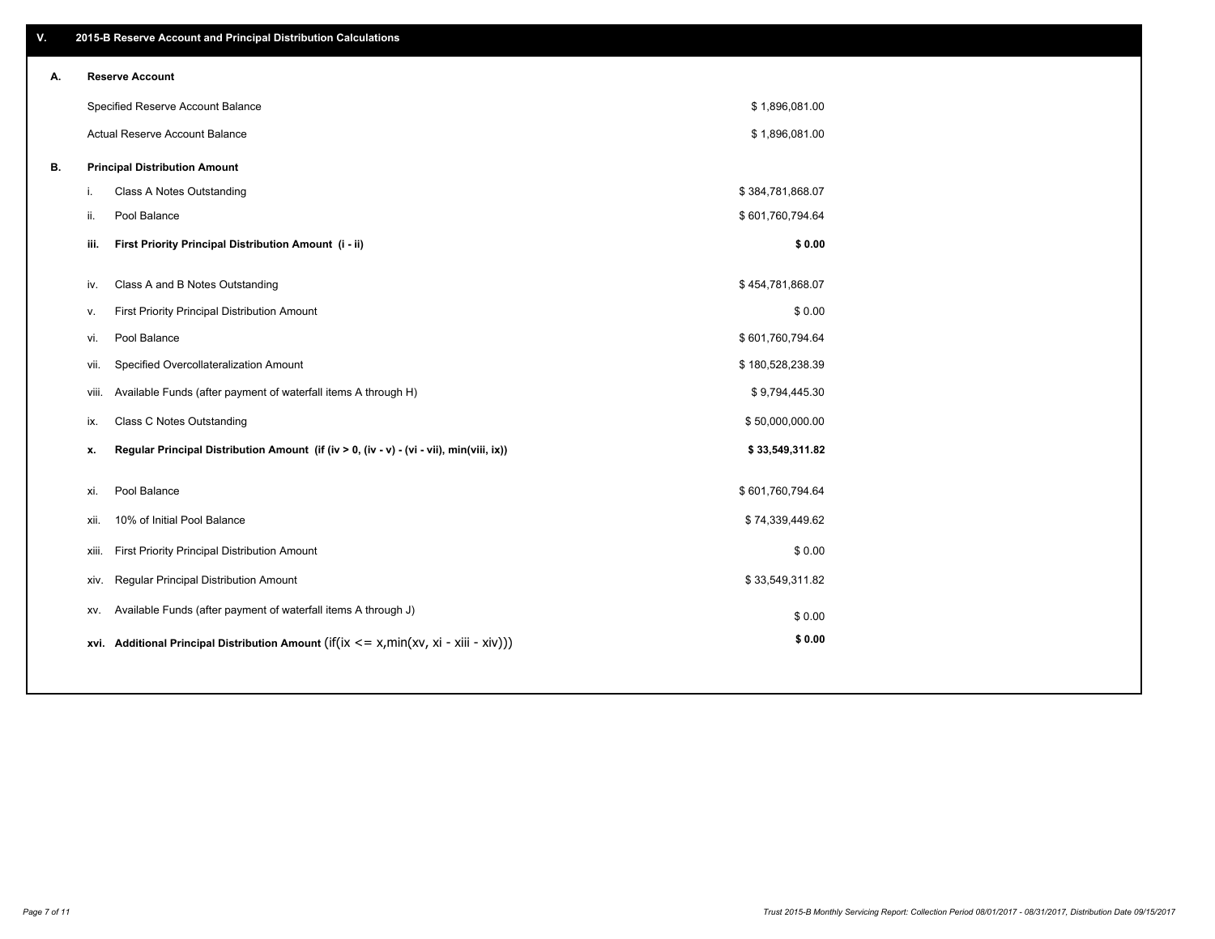## V. 2015-B Reserve Account and Principal Distribution Calculations

### A. Reserve Account

| | |
|---|---|
| Specified Reserve Account Balance | $ 1,896,081.00 |
| Actual Reserve Account Balance | $ 1,896,081.00 |

### B. Principal Distribution Amount

| | | |
|---|---|---|
| i. | Class A Notes Outstanding | $ 384,781,868.07 |
| ii. | Pool Balance | $ 601,760,794.64 |
| **iii.** | **First Priority Principal Distribution Amount (i - ii)** | **$ 0.00** |
| iv. | Class A and B Notes Outstanding | $ 454,781,868.07 |
| v. | First Priority Principal Distribution Amount | $ 0.00 |
| vi. | Pool Balance | $ 601,760,794.64 |
| vii. | Specified Overcollateralization Amount | $ 180,528,238.39 |
| viii. | Available Funds (after payment of waterfall items A through H) | $ 9,794,445.30 |
| ix. | Class C Notes Outstanding | $ 50,000,000.00 |
| **x.** | **Regular Principal Distribution Amount (if (iv > 0, (iv - v) - (vi - vii), min(viii, ix))** | **$ 33,549,311.82** |
| xi. | Pool Balance | $ 601,760,794.64 |
| xii. | 10% of Initial Pool Balance | $ 74,339,449.62 |
| xiii. | First Priority Principal Distribution Amount | $ 0.00 |
| xiv. | Regular Principal Distribution Amount | $ 33,549,311.82 |
| xv. | Available Funds (after payment of waterfall items A through J) | $ 0.00 |
| **xvi.** | **Additional Principal Distribution Amount** (if(ix <= x,min(xv, xi - xiii - xiv))) | **$ 0.00** |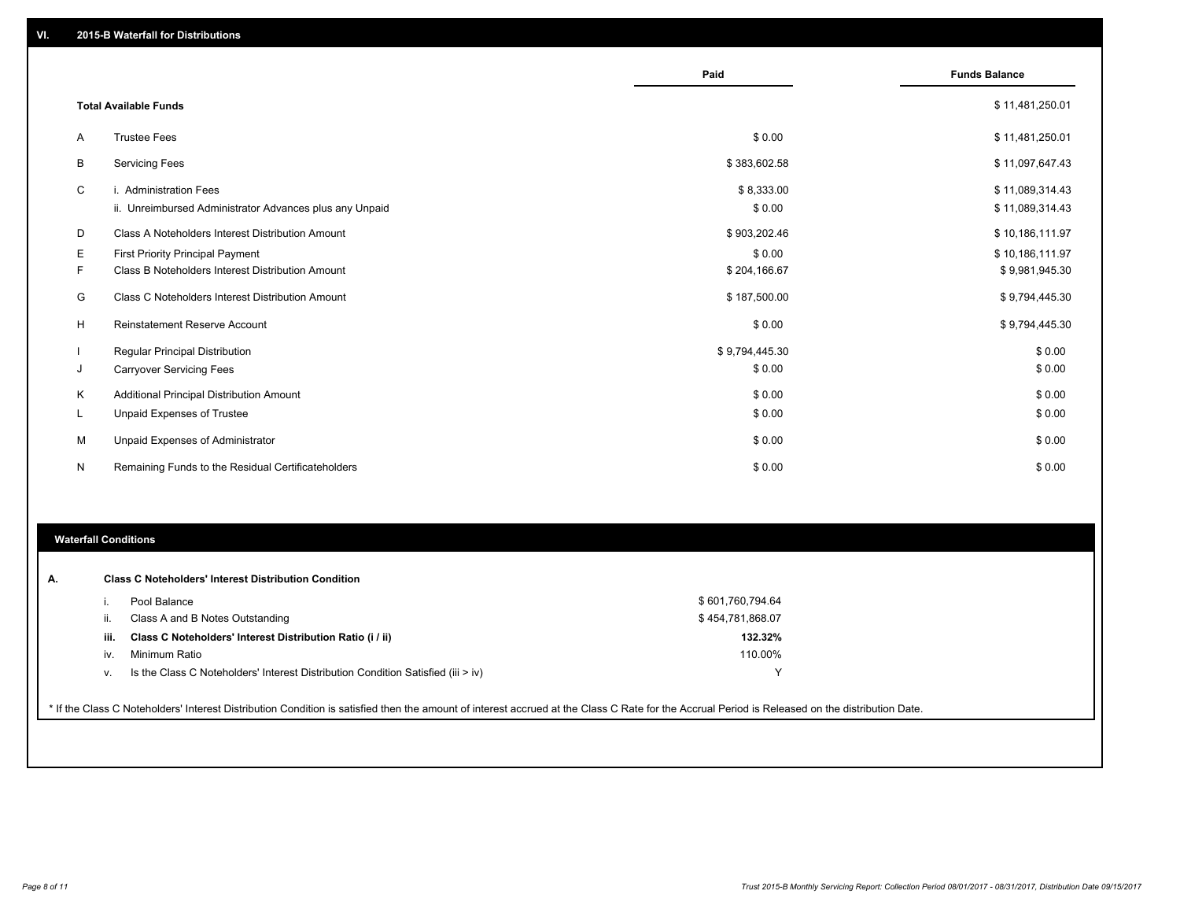## VI. 2015-B Waterfall for Distributions

| | | Paid | Funds Balance |
|---|---|---|---|
| | **Total Available Funds** | | $ 11,481,250.01 |
| A | Trustee Fees | $ 0.00 | $ 11,481,250.01 |
| B | Servicing Fees | $ 383,602.58 | $ 11,097,647.43 |
| C | i. Administration Fees | $ 8,333.00 | $ 11,089,314.43 |
| | ii. Unreimbursed Administrator Advances plus any Unpaid | $ 0.00 | $ 11,089,314.43 |
| D | Class A Noteholders Interest Distribution Amount | $ 903,202.46 | $ 10,186,111.97 |
| E | First Priority Principal Payment | $ 0.00 | $ 10,186,111.97 |
| F | Class B Noteholders Interest Distribution Amount | $ 204,166.67 | $ 9,981,945.30 |
| G | Class C Noteholders Interest Distribution Amount | $ 187,500.00 | $ 9,794,445.30 |
| H | Reinstatement Reserve Account | $ 0.00 | $ 9,794,445.30 |
| I | Regular Principal Distribution | $ 9,794,445.30 | $ 0.00 |
| J | Carryover Servicing Fees | $ 0.00 | $ 0.00 |
| K | Additional Principal Distribution Amount | $ 0.00 | $ 0.00 |
| L | Unpaid Expenses of Trustee | $ 0.00 | $ 0.00 |
| M | Unpaid Expenses of Administrator | $ 0.00 | $ 0.00 |
| N | Remaining Funds to the Residual Certificateholders | $ 0.00 | $ 0.00 |

## Waterfall Conditions

**A. Class C Noteholders' Interest Distribution Condition**

| | | |
|---|---|---|
| i. | Pool Balance | $ 601,760,794.64 |
| ii. | Class A and B Notes Outstanding | $ 454,781,868.07 |
| **iii.** | **Class C Noteholders' Interest Distribution Ratio (i / ii)** | **132.32%** |
| iv. | Minimum Ratio | 110.00% |
| v. | Is the Class C Noteholders' Interest Distribution Condition Satisfied (iii > iv) | Y |

* If the Class C Noteholders' Interest Distribution Condition is satisfied then the amount of interest accrued at the Class C Rate for the Accrual Period is Released on the distribution Date.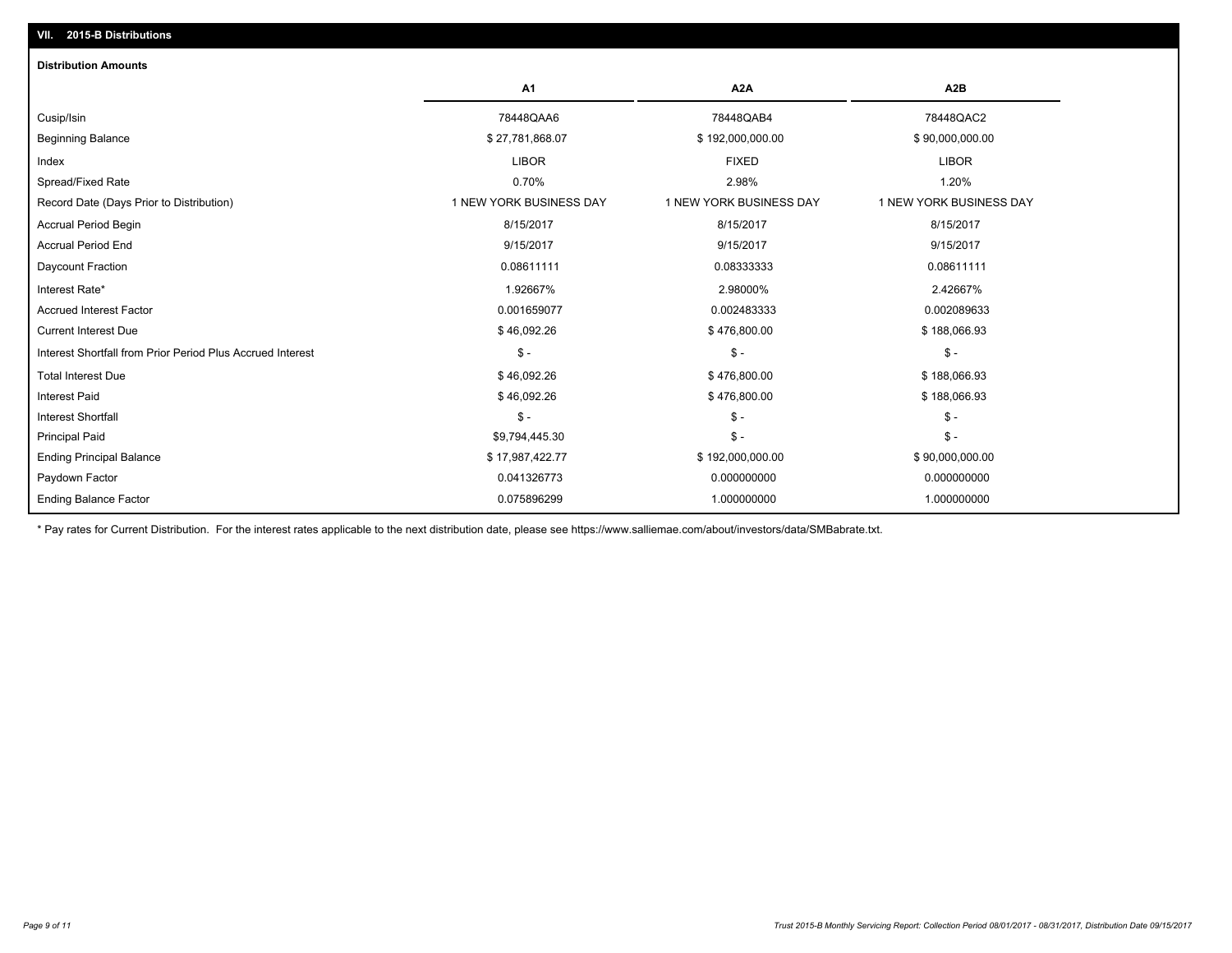## VII. 2015-B Distributions

### Distribution Amounts

| | A1 | A2A | A2B |
|---|---|---|---|
| Cusip/Isin | 78448QAA6 | 78448QAB4 | 78448QAC2 |
| Beginning Balance | $ 27,781,868.07 | $ 192,000,000.00 | $ 90,000,000.00 |
| Index | LIBOR | FIXED | LIBOR |
| Spread/Fixed Rate | 0.70% | 2.98% | 1.20% |
| Record Date (Days Prior to Distribution) | 1 NEW YORK BUSINESS DAY | 1 NEW YORK BUSINESS DAY | 1 NEW YORK BUSINESS DAY |
| Accrual Period Begin | 8/15/2017 | 8/15/2017 | 8/15/2017 |
| Accrual Period End | 9/15/2017 | 9/15/2017 | 9/15/2017 |
| Daycount Fraction | 0.08611111 | 0.08333333 | 0.08611111 |
| Interest Rate* | 1.92667% | 2.98000% | 2.42667% |
| Accrued Interest Factor | 0.001659077 | 0.002483333 | 0.002089633 |
| Current Interest Due | $ 46,092.26 | $ 476,800.00 | $ 188,066.93 |
| Interest Shortfall from Prior Period Plus Accrued Interest | $ - | $ - | $ - |
| Total Interest Due | $ 46,092.26 | $ 476,800.00 | $ 188,066.93 |
| Interest Paid | $ 46,092.26 | $ 476,800.00 | $ 188,066.93 |
| Interest Shortfall | $ - | $ - | $ - |
| Principal Paid | $9,794,445.30 | $ - | $ - |
| Ending Principal Balance | $ 17,987,422.77 | $ 192,000,000.00 | $ 90,000,000.00 |
| Paydown Factor | 0.041326773 | 0.000000000 | 0.000000000 |
| Ending Balance Factor | 0.075896299 | 1.000000000 | 1.000000000 |

* Pay rates for Current Distribution. For the interest rates applicable to the next distribution date, please see https://www.salliemae.com/about/investors/data/SMBabrate.txt.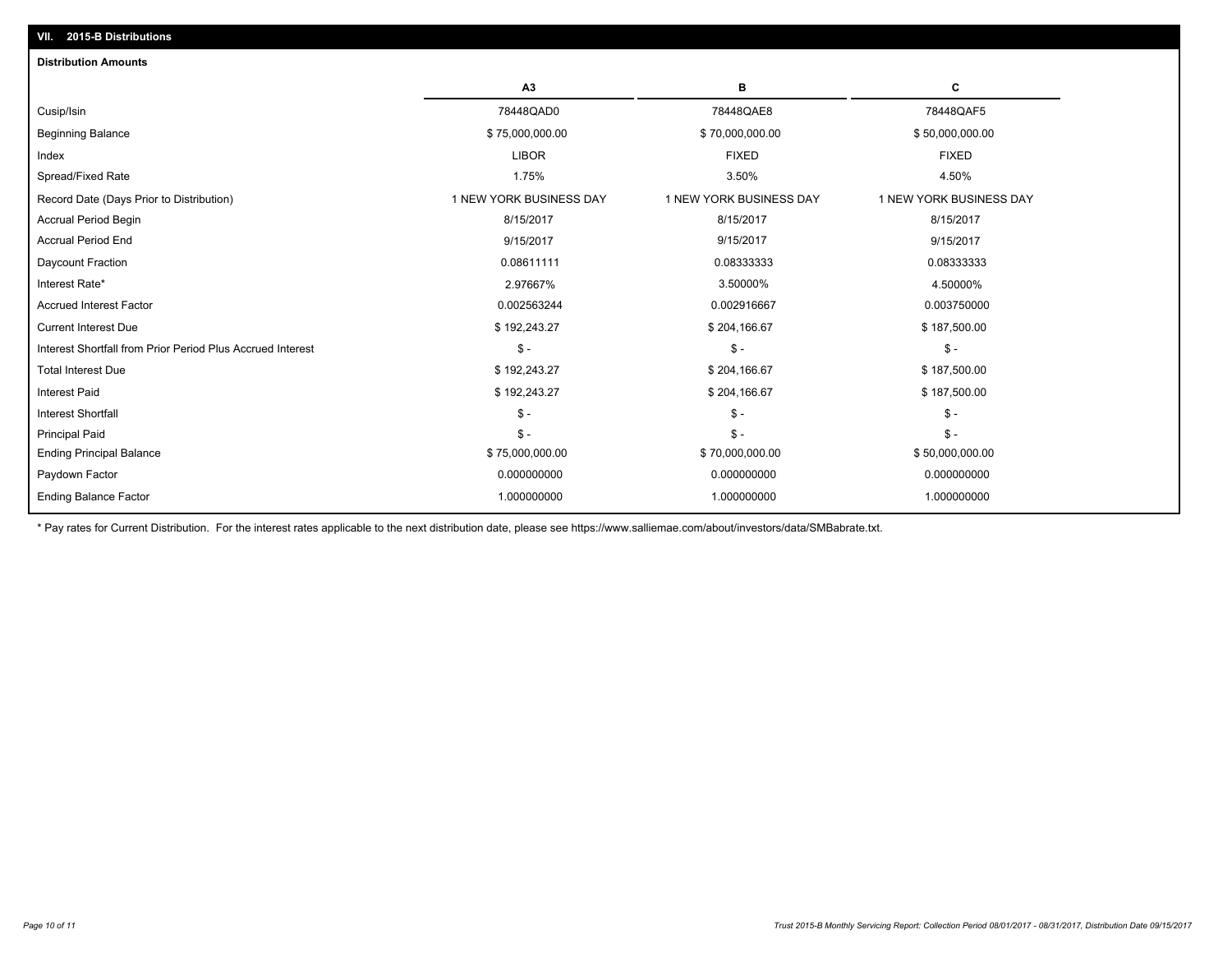## VII. 2015-B Distributions

### Distribution Amounts

| | A3 | B | C |
|---|---|---|---|
| Cusip/Isin | 78448QAD0 | 78448QAE8 | 78448QAF5 |
| Beginning Balance | $ 75,000,000.00 | $ 70,000,000.00 | $ 50,000,000.00 |
| Index | LIBOR | FIXED | FIXED |
| Spread/Fixed Rate | 1.75% | 3.50% | 4.50% |
| Record Date (Days Prior to Distribution) | 1 NEW YORK BUSINESS DAY | 1 NEW YORK BUSINESS DAY | 1 NEW YORK BUSINESS DAY |
| Accrual Period Begin | 8/15/2017 | 8/15/2017 | 8/15/2017 |
| Accrual Period End | 9/15/2017 | 9/15/2017 | 9/15/2017 |
| Daycount Fraction | 0.08611111 | 0.08333333 | 0.08333333 |
| Interest Rate* | 2.97667% | 3.50000% | 4.50000% |
| Accrued Interest Factor | 0.002563244 | 0.002916667 | 0.003750000 |
| Current Interest Due | $ 192,243.27 | $ 204,166.67 | $ 187,500.00 |
| Interest Shortfall from Prior Period Plus Accrued Interest | $ - | $ - | $ - |
| Total Interest Due | $ 192,243.27 | $ 204,166.67 | $ 187,500.00 |
| Interest Paid | $ 192,243.27 | $ 204,166.67 | $ 187,500.00 |
| Interest Shortfall | $ - | $ - | $ - |
| Principal Paid | $ - | $ - | $ - |
| Ending Principal Balance | $ 75,000,000.00 | $ 70,000,000.00 | $ 50,000,000.00 |
| Paydown Factor | 0.000000000 | 0.000000000 | 0.000000000 |
| Ending Balance Factor | 1.000000000 | 1.000000000 | 1.000000000 |

* Pay rates for Current Distribution. For the interest rates applicable to the next distribution date, please see https://www.salliemae.com/about/investors/data/SMBabrate.txt.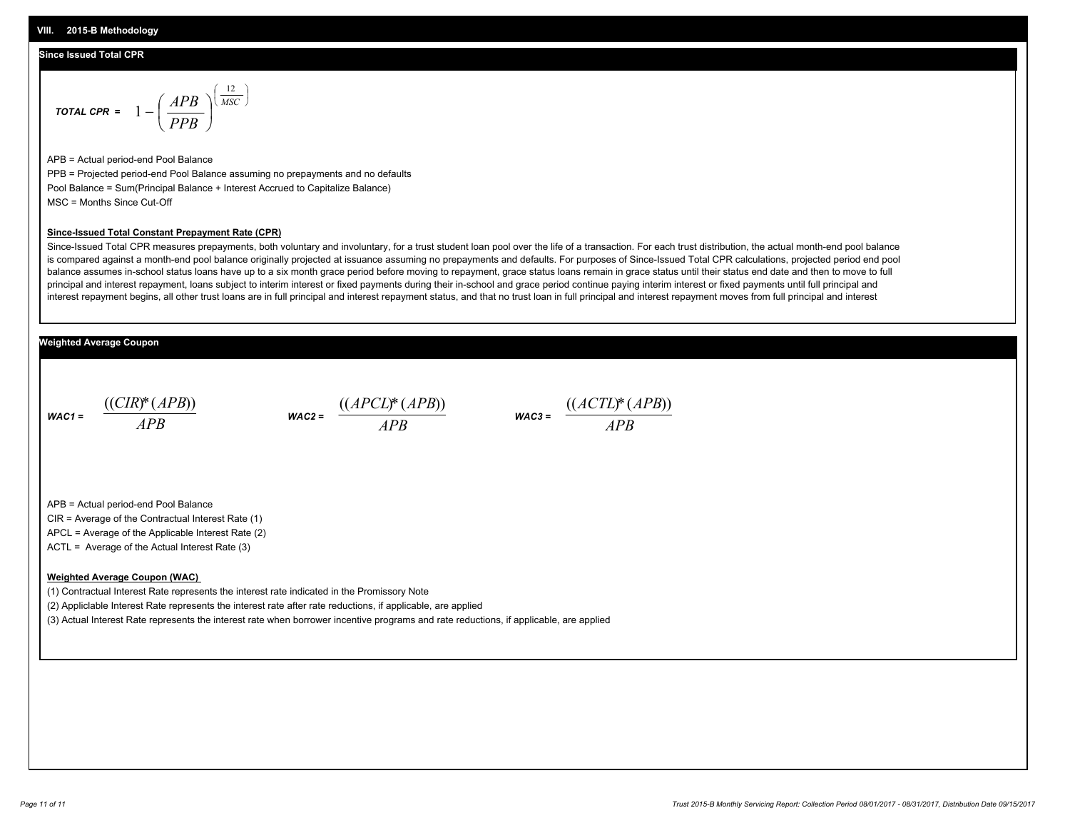## VIII. 2015-B Methodology

### Since Issued Total CPR

**TOTAL CPR =** $$1 - \left( \frac{APB}{PPB} \right)^{\left( \frac{12}{MSC} \right)}$$

APB = Actual period-end Pool Balance

PPB = Projected period-end Pool Balance assuming no prepayments and no defaults

Pool Balance = Sum(Principal Balance + Interest Accrued to Capitalize Balance)

MSC = Months Since Cut-Off

**Since-Issued Total Constant Prepayment Rate (CPR)**

Since-Issued Total CPR measures prepayments, both voluntary and involuntary, for a trust student loan pool over the life of a transaction. For each trust distribution, the actual month-end pool balance is compared against a month-end pool balance originally projected at issuance assuming no prepayments and defaults. For purposes of Since-Issued Total CPR calculations, projected period end pool balance assumes in-school status loans have up to a six month grace period before moving to repayment, grace status loans remain in grace status until their status end date and then to move to full principal and interest repayment, loans subject to interim interest or fixed payments during their in-school and grace period continue paying interim interest or fixed payments until full principal and interest repayment begins, all other trust loans are in full principal and interest repayment status, and that no trust loan in full principal and interest repayment moves from full principal and interest

### Weighted Average Coupon

**WAC1 =** $$\frac{((CIR)*(APB))}{APB}$$

**WAC2 =** $$\frac{((APCL)*(APB))}{APB}$$

**WAC3 =** $$\frac{((ACTL)*(APB))}{APB}$$

APB = Actual period-end Pool Balance

CIR = Average of the Contractual Interest Rate (1)

APCL = Average of the Applicable Interest Rate (2)

ACTL = Average of the Actual Interest Rate (3)

**Weighted Average Coupon (WAC)**

(1) Contractual Interest Rate represents the interest rate indicated in the Promissory Note

(2) Appliclable Interest Rate represents the interest rate after rate reductions, if applicable, are applied

(3) Actual Interest Rate represents the interest rate when borrower incentive programs and rate reductions, if applicable, are applied